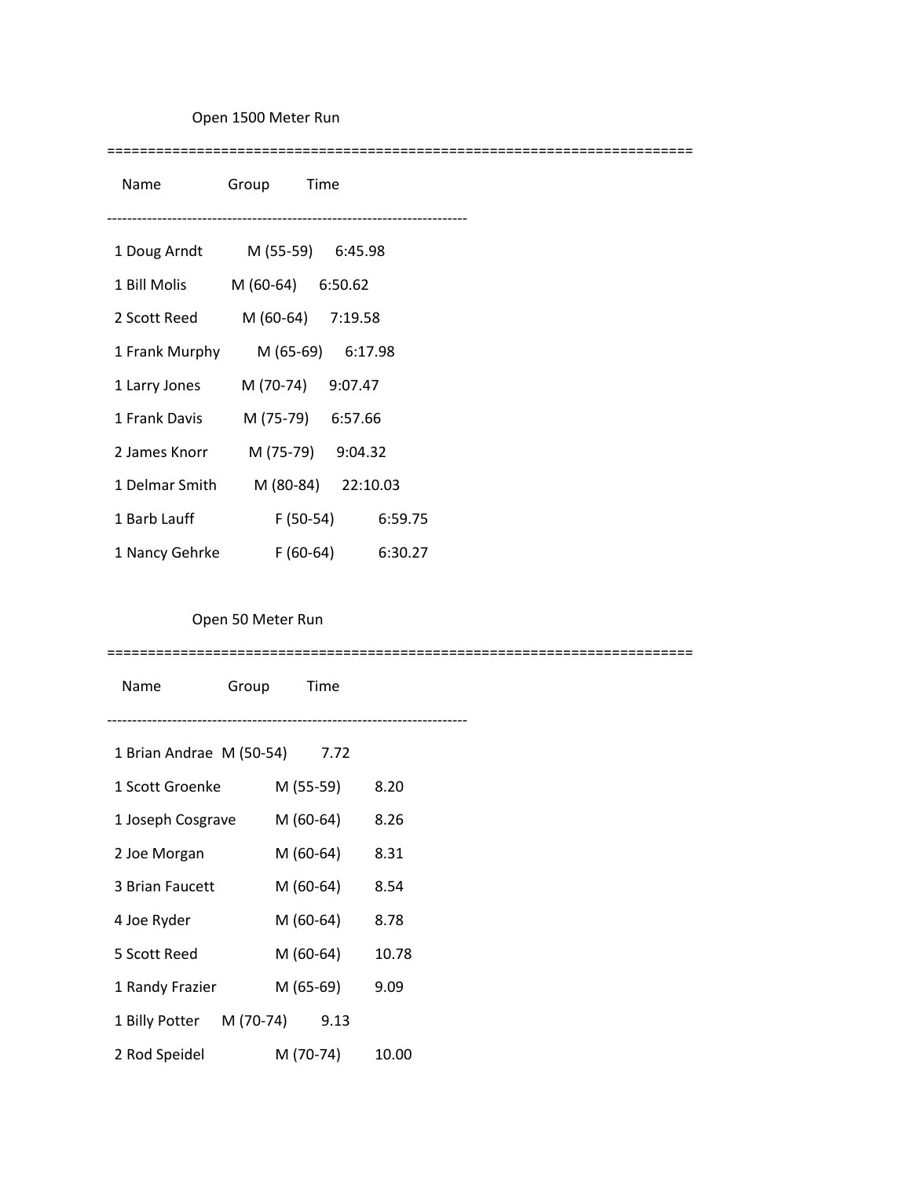## Open 1500 Meter Run

| Place | Name | Group | Time |
|---|---|---|---|
| 1 | Doug Arndt | M (55-59) | 6:45.98 |
| 1 | Bill Molis | M (60-64) | 6:50.62 |
| 2 | Scott Reed | M (60-64) | 7:19.58 |
| 1 | Frank Murphy | M (65-69) | 6:17.98 |
| 1 | Larry Jones | M (70-74) | 9:07.47 |
| 1 | Frank Davis | M (75-79) | 6:57.66 |
| 2 | James Knorr | M (75-79) | 9:04.32 |
| 1 | Delmar Smith | M (80-84) | 22:10.03 |
| 1 | Barb Lauff | F (50-54) | 6:59.75 |
| 1 | Nancy Gehrke | F (60-64) | 6:30.27 |

## Open 50 Meter Run

| Place | Name | Group | Time |
|---|---|---|---|
| 1 | Brian Andrae | M (50-54) | 7.72 |
| 1 | Scott Groenke | M (55-59) | 8.20 |
| 1 | Joseph Cosgrave | M (60-64) | 8.26 |
| 2 | Joe Morgan | M (60-64) | 8.31 |
| 3 | Brian Faucett | M (60-64) | 8.54 |
| 4 | Joe Ryder | M (60-64) | 8.78 |
| 5 | Scott Reed | M (60-64) | 10.78 |
| 1 | Randy Frazier | M (65-69) | 9.09 |
| 1 | Billy Potter | M (70-74) | 9.13 |
| 2 | Rod Speidel | M (70-74) | 10.00 |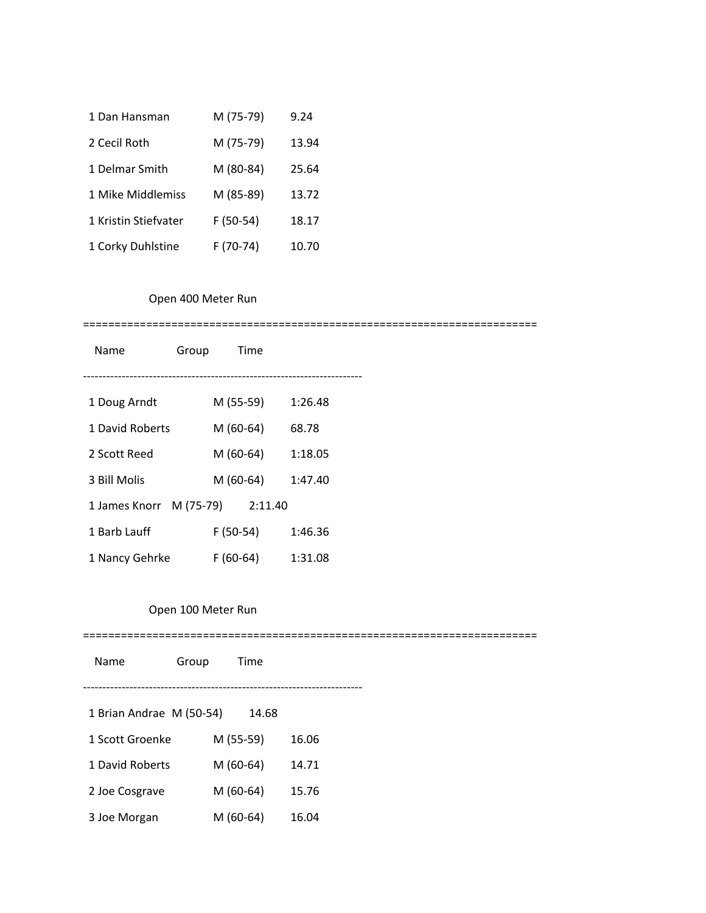| Name | Group | Time |
| --- | --- | --- |
| 1 Dan Hansman | M (75-79) | 9.24 |
| 2 Cecil Roth | M (75-79) | 13.94 |
| 1 Delmar Smith | M (80-84) | 25.64 |
| 1 Mike Middlemiss | M (85-89) | 13.72 |
| 1 Kristin Stiefvater | F (50-54) | 18.17 |
| 1 Corky Duhlstine | F (70-74) | 10.70 |

Open 400 Meter Run

=========================================================================

| Name | Group | Time |
| --- | --- | --- |
| 1 Doug Arndt | M (55-59) | 1:26.48 |
| 1 David Roberts | M (60-64) | 68.78 |
| 2 Scott Reed | M (60-64) | 1:18.05 |
| 3 Bill Molis | M (60-64) | 1:47.40 |
| 1 James Knorr | M (75-79) | 2:11.40 |
| 1 Barb Lauff | F (50-54) | 1:46.36 |
| 1 Nancy Gehrke | F (60-64) | 1:31.08 |

Open 100 Meter Run

=========================================================================

| Name | Group | Time |
| --- | --- | --- |
| 1 Brian Andrae | M (50-54) | 14.68 |
| 1 Scott Groenke | M (55-59) | 16.06 |
| 1 David Roberts | M (60-64) | 14.71 |
| 2 Joe Cosgrave | M (60-64) | 15.76 |
| 3 Joe Morgan | M (60-64) | 16.04 |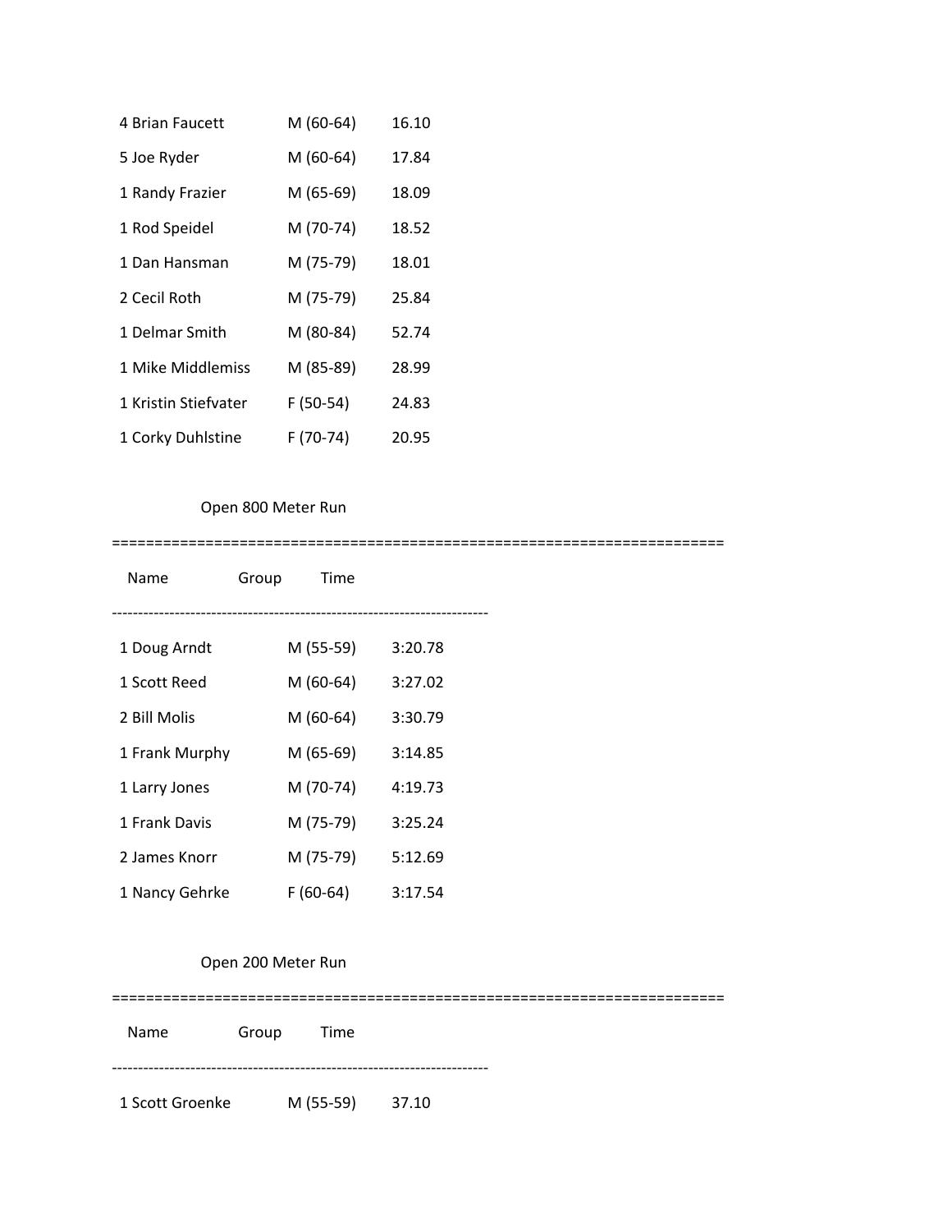4 Brian Faucett M (60-64) 16.10

5 Joe Ryder M (60-64) 17.84

1 Randy Frazier M (65-69) 18.09

1 Rod Speidel M (70-74) 18.52

1 Dan Hansman M (75-79) 18.01

2 Cecil Roth M (75-79) 25.84

1 Delmar Smith M (80-84) 52.74

1 Mike Middlemiss M (85-89) 28.99

1 Kristin Stiefvater F (50-54) 24.83

1 Corky Duhlstine F (70-74) 20.95

Open 800 Meter Run

========================================================================

Name Group Time

------------------------------------------------------------------------

1 Doug Arndt M (55-59) 3:20.78

1 Scott Reed M (60-64) 3:27.02

2 Bill Molis M (60-64) 3:30.79

1 Frank Murphy M (65-69) 3:14.85

1 Larry Jones M (70-74) 4:19.73

1 Frank Davis M (75-79) 3:25.24

2 James Knorr M (75-79) 5:12.69

1 Nancy Gehrke F (60-64) 3:17.54

Open 200 Meter Run

========================================================================

Name Group Time

------------------------------------------------------------------------

1 Scott Groenke M (55-59) 37.10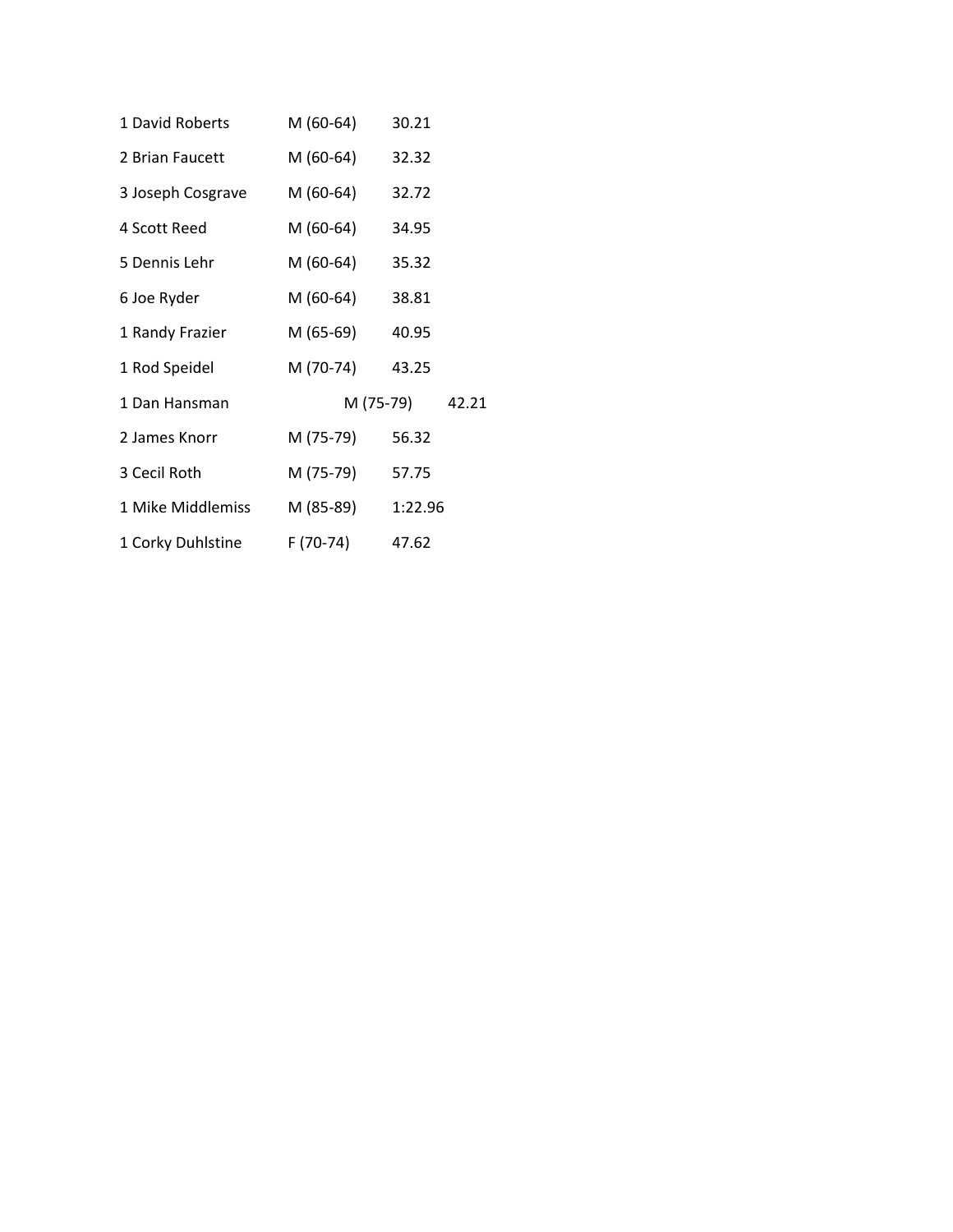| | | |
|---|---|---|
| 1 David Roberts | M (60-64) | 30.21 |
| 2 Brian Faucett | M (60-64) | 32.32 |
| 3 Joseph Cosgrave | M (60-64) | 32.72 |
| 4 Scott Reed | M (60-64) | 34.95 |
| 5 Dennis Lehr | M (60-64) | 35.32 |
| 6 Joe Ryder | M (60-64) | 38.81 |
| 1 Randy Frazier | M (65-69) | 40.95 |
| 1 Rod Speidel | M (70-74) | 43.25 |
| 1 Dan Hansman | M (75-79) | 42.21 |
| 2 James Knorr | M (75-79) | 56.32 |
| 3 Cecil Roth | M (75-79) | 57.75 |
| 1 Mike Middlemiss | M (85-89) | 1:22.96 |
| 1 Corky Duhlstine | F (70-74) | 47.62 |